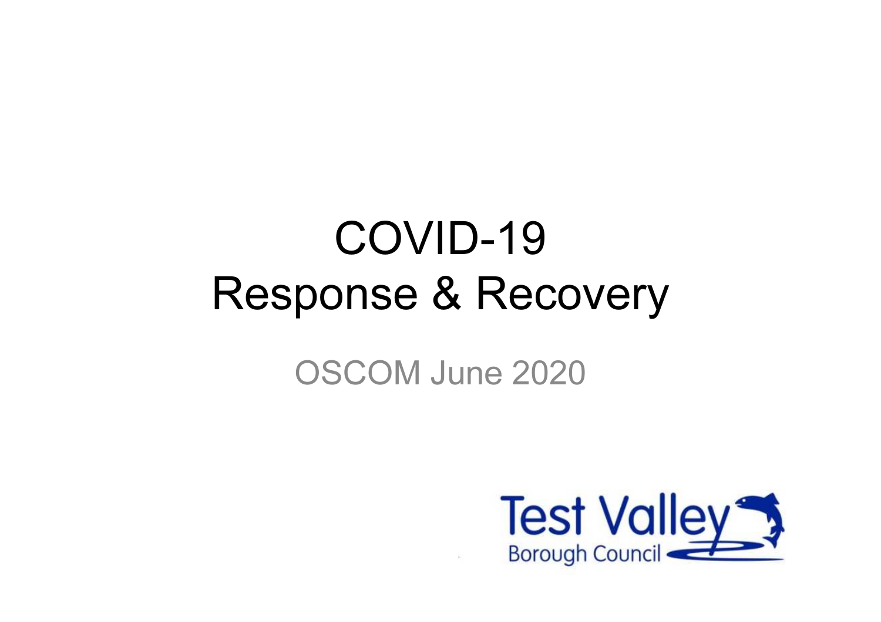# COVID-19
# Response & Recovery

OSCOM June 2020

Test Valley
Borough Council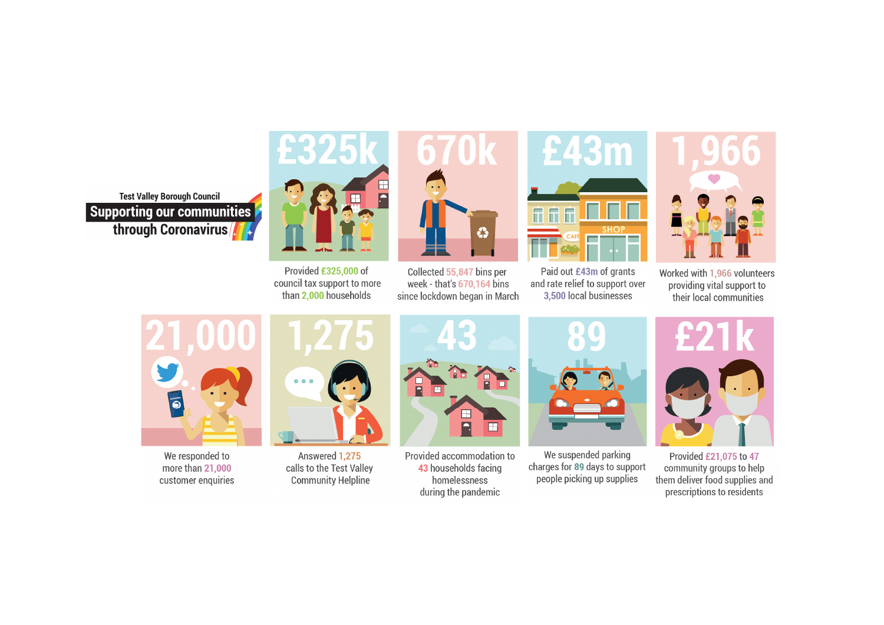Test Valley Borough Council

# Supporting our communities through Coronavirus

## £325k

Provided £325,000 of council tax support to more than 2,000 households

## 670k

Collected 55,847 bins per week - that's 670,164 bins since lockdown began in March

## £43m

Paid out £43m of grants and rate relief to support over 3,500 local businesses

## 1,966

Worked with 1,966 volunteers providing vital support to their local communities

## 21,000

We responded to more than 21,000 customer enquiries

## 1,275

Answered 1,275 calls to the Test Valley Community Helpline

## 43

Provided accommodation to 43 households facing homelessness during the pandemic

## 89

We suspended parking charges for 89 days to support people picking up supplies

## £21k

Provided £21,075 to 47 community groups to help them deliver food supplies and prescriptions to residents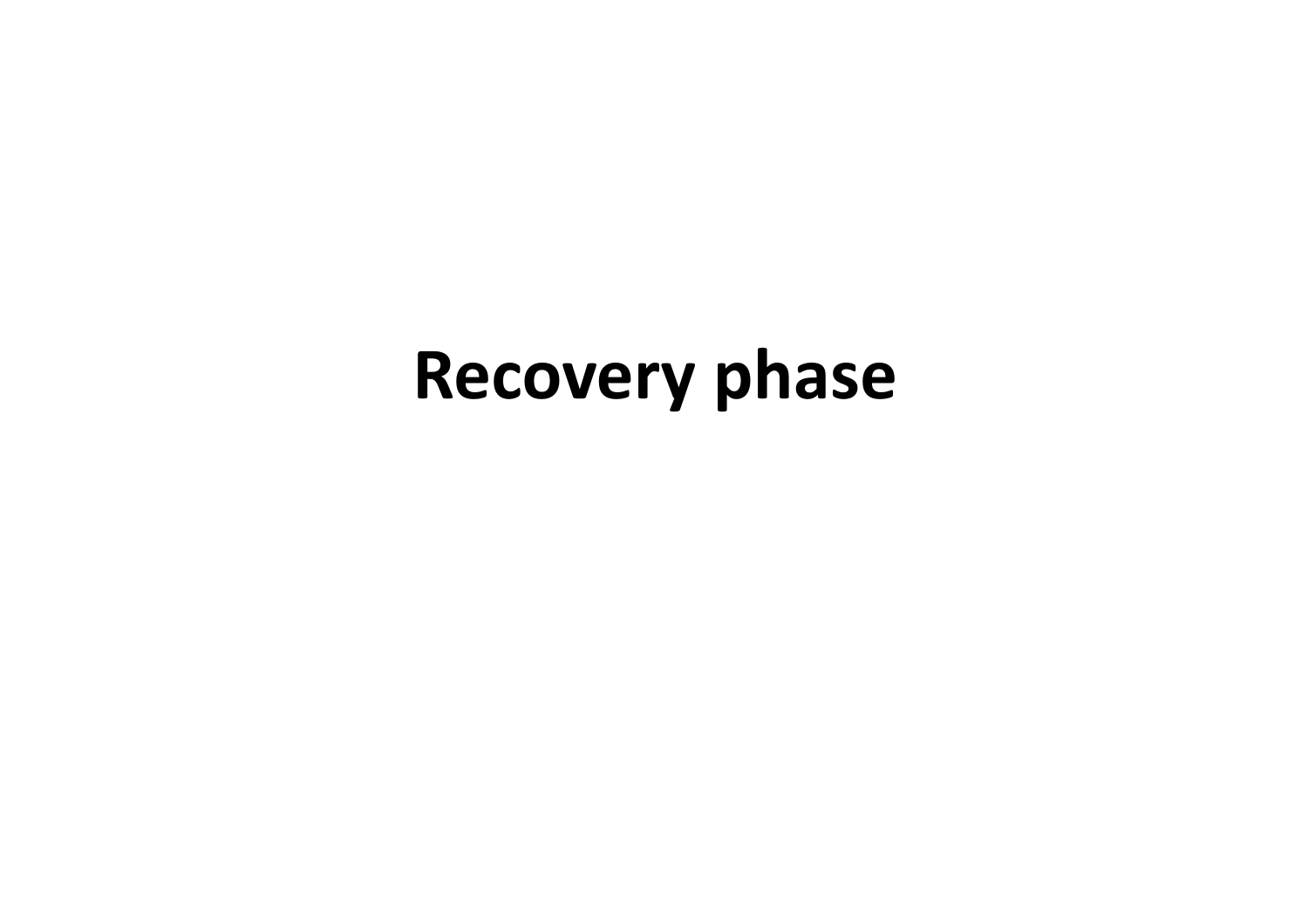# Recovery phase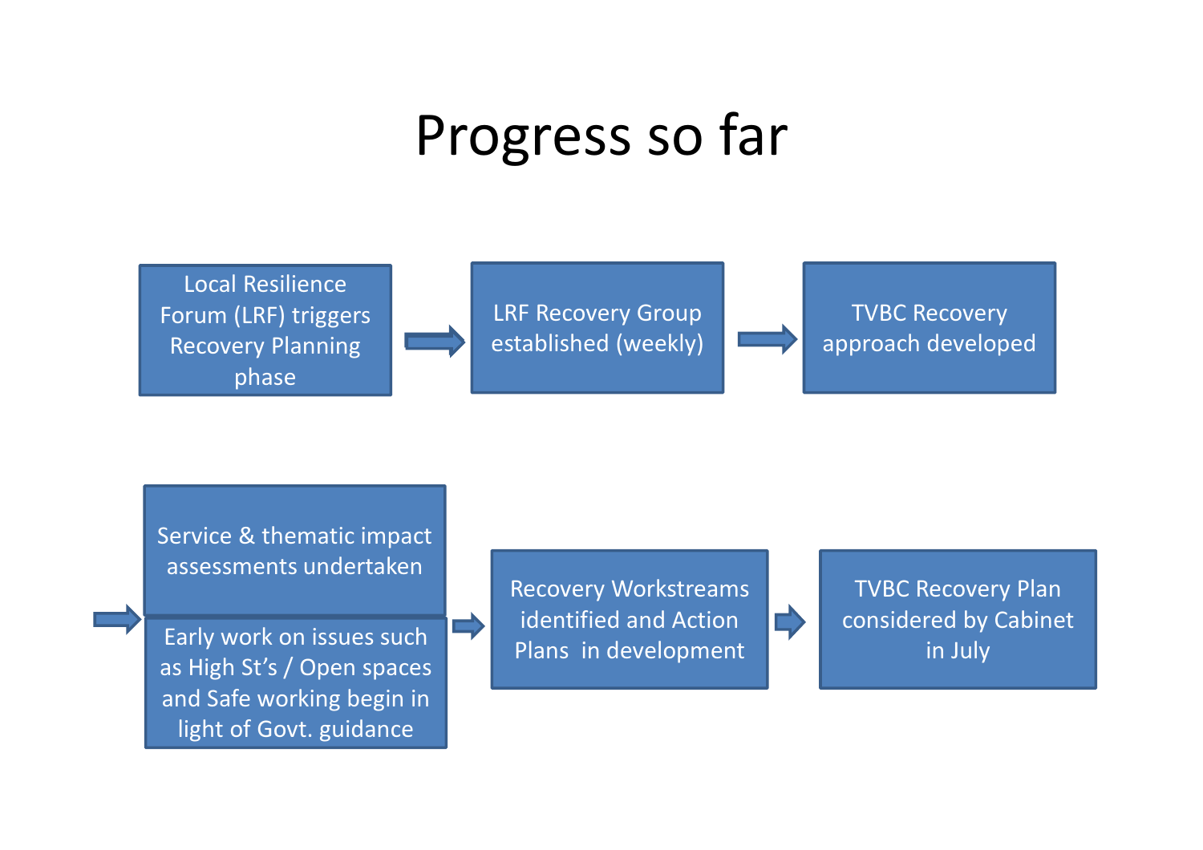# Progress so far

Local Resilience Forum (LRF) triggers Recovery Planning phase → LRF Recovery Group established (weekly) → TVBC Recovery approach developed

→ Service & thematic impact assessments undertaken

Early work on issues such as High St's / Open spaces and Safe working begin in light of Govt. guidance

→ Recovery Workstreams identified and Action Plans in development → TVBC Recovery Plan considered by Cabinet in July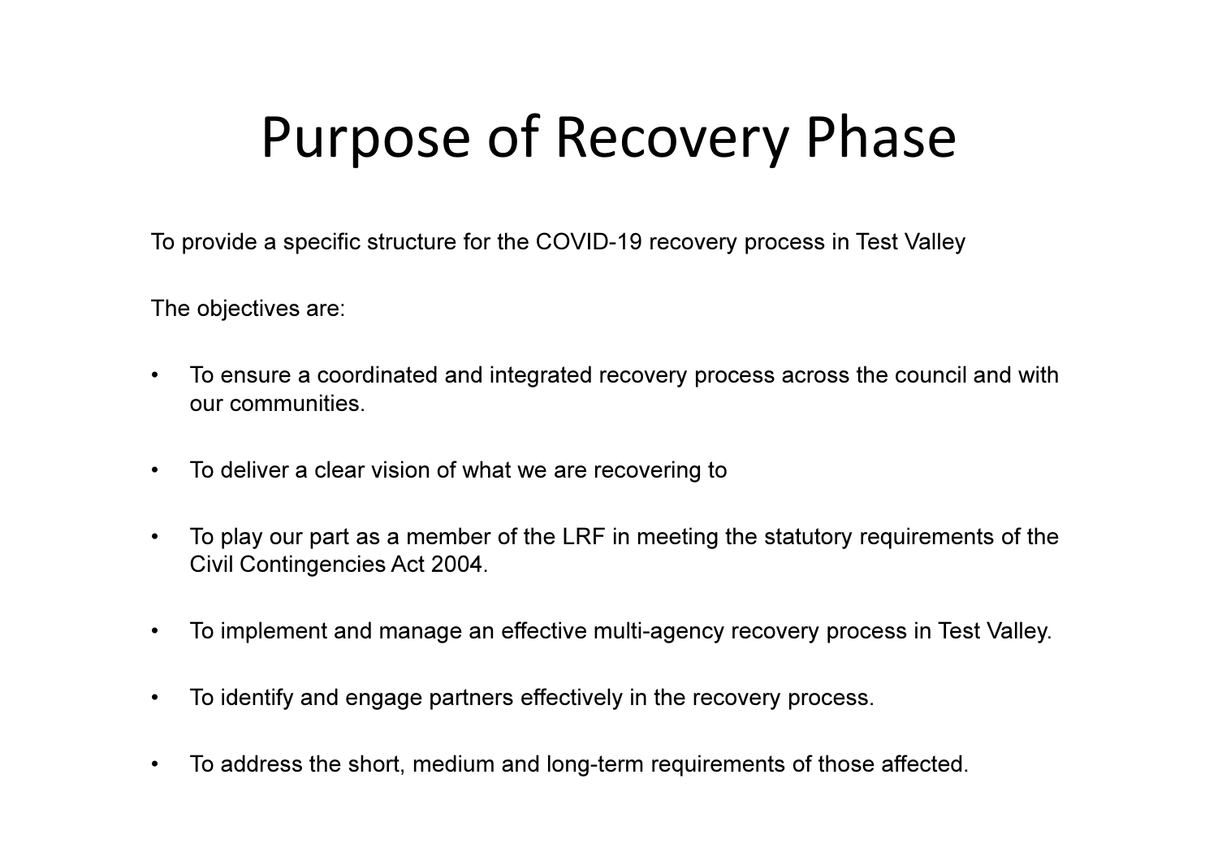# Purpose of Recovery Phase

To provide a specific structure for the COVID-19 recovery process in Test Valley

The objectives are:

- To ensure a coordinated and integrated recovery process across the council and with our communities.
- To deliver a clear vision of what we are recovering to
- To play our part as a member of the LRF in meeting the statutory requirements of the Civil Contingencies Act 2004.
- To implement and manage an effective multi-agency recovery process in Test Valley.
- To identify and engage partners effectively in the recovery process.
- To address the short, medium and long-term requirements of those affected.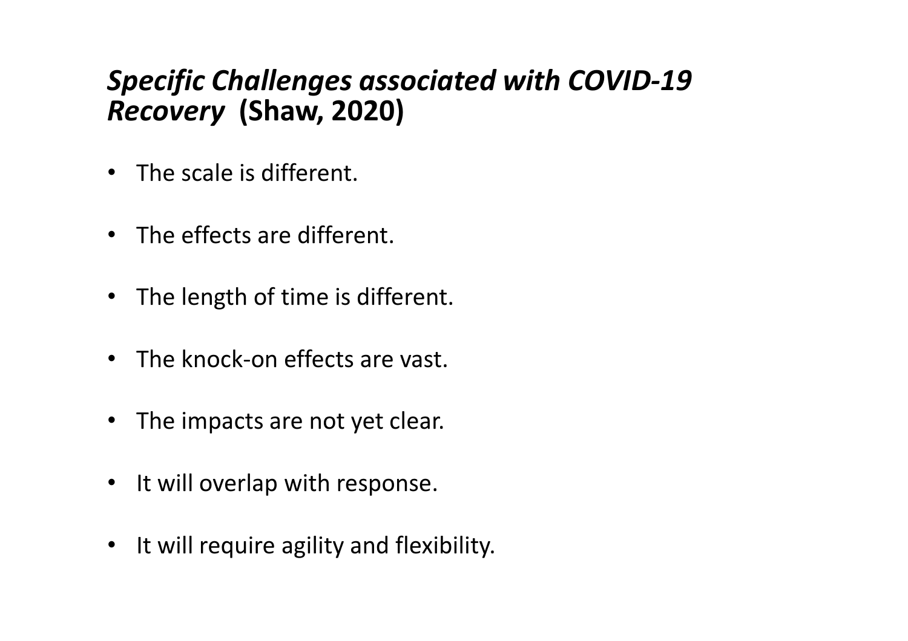## *Specific Challenges associated with COVID-19 Recovery* (Shaw, 2020)

- The scale is different.
- The effects are different.
- The length of time is different.
- The knock-on effects are vast.
- The impacts are not yet clear.
- It will overlap with response.
- It will require agility and flexibility.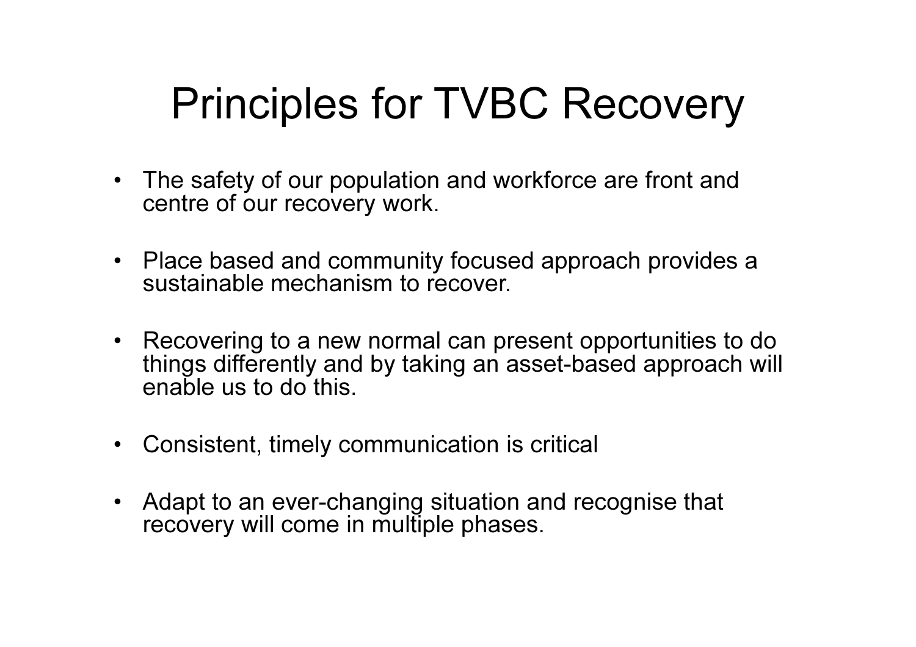# Principles for TVBC Recovery

- The safety of our population and workforce are front and centre of our recovery work.
- Place based and community focused approach provides a sustainable mechanism to recover.
- Recovering to a new normal can present opportunities to do things differently and by taking an asset-based approach will enable us to do this.
- Consistent, timely communication is critical
- Adapt to an ever-changing situation and recognise that recovery will come in multiple phases.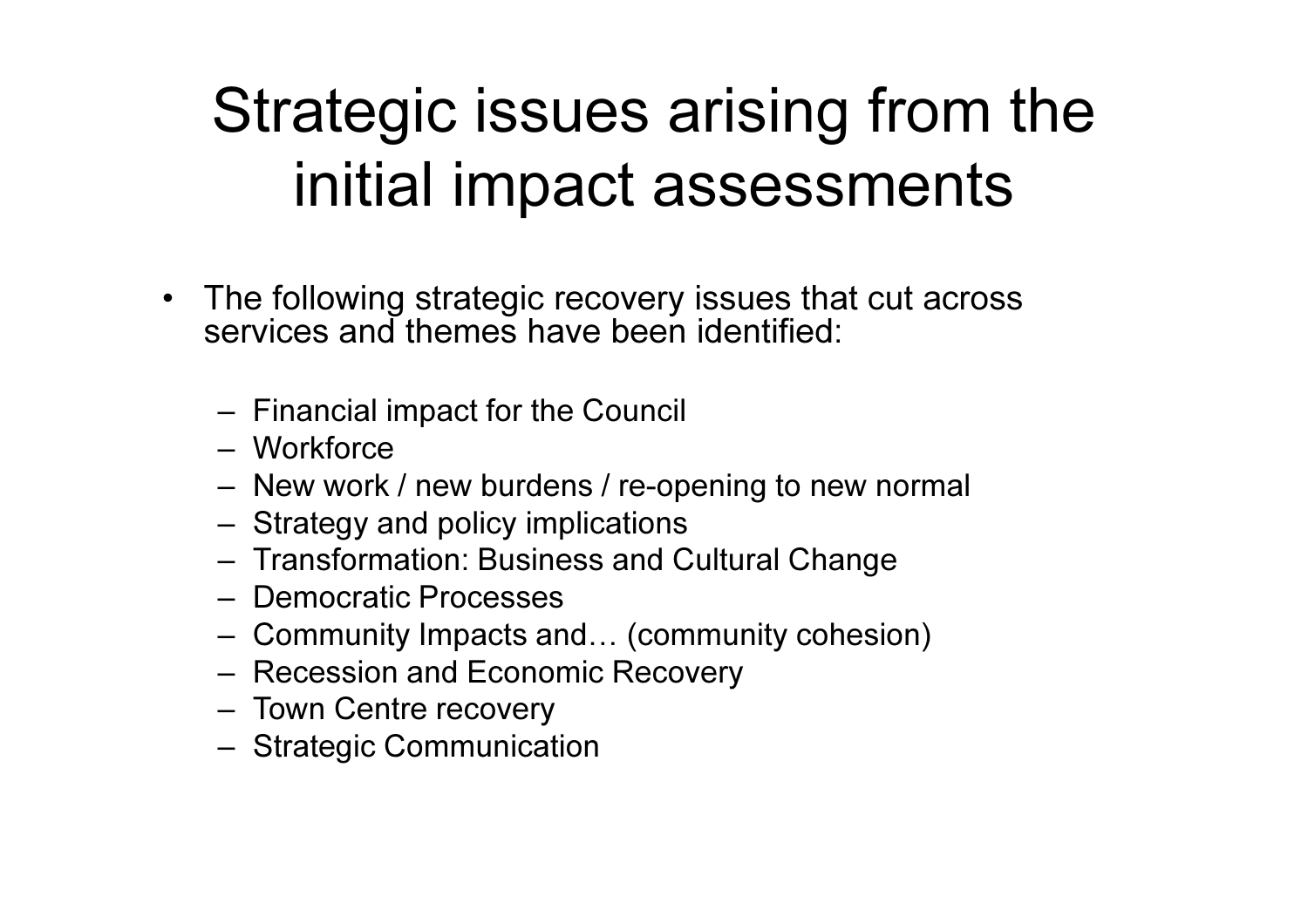# Strategic issues arising from the initial impact assessments

- The following strategic recovery issues that cut across services and themes have been identified:
  - Financial impact for the Council
  - Workforce
  - New work / new burdens / re-opening to new normal
  - Strategy and policy implications
  - Transformation: Business and Cultural Change
  - Democratic Processes
  - Community Impacts and… (community cohesion)
  - Recession and Economic Recovery
  - Town Centre recovery
  - Strategic Communication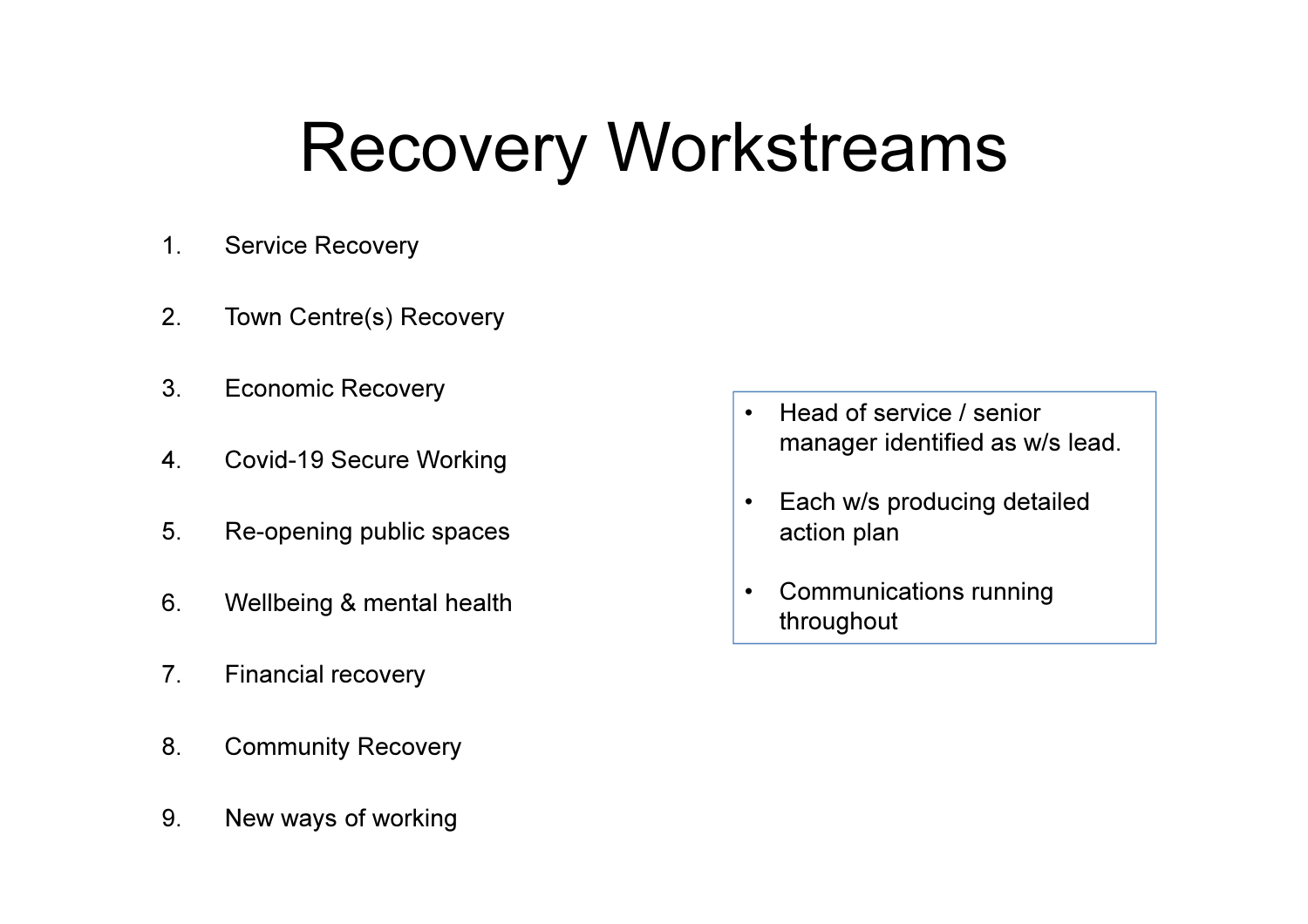# Recovery Workstreams

1. Service Recovery
2. Town Centre(s) Recovery
3. Economic Recovery
4. Covid-19 Secure Working
5. Re-opening public spaces
6. Wellbeing & mental health
7. Financial recovery
8. Community Recovery
9. New ways of working

- Head of service / senior manager identified as w/s lead.
- Each w/s producing detailed action plan
- Communications running throughout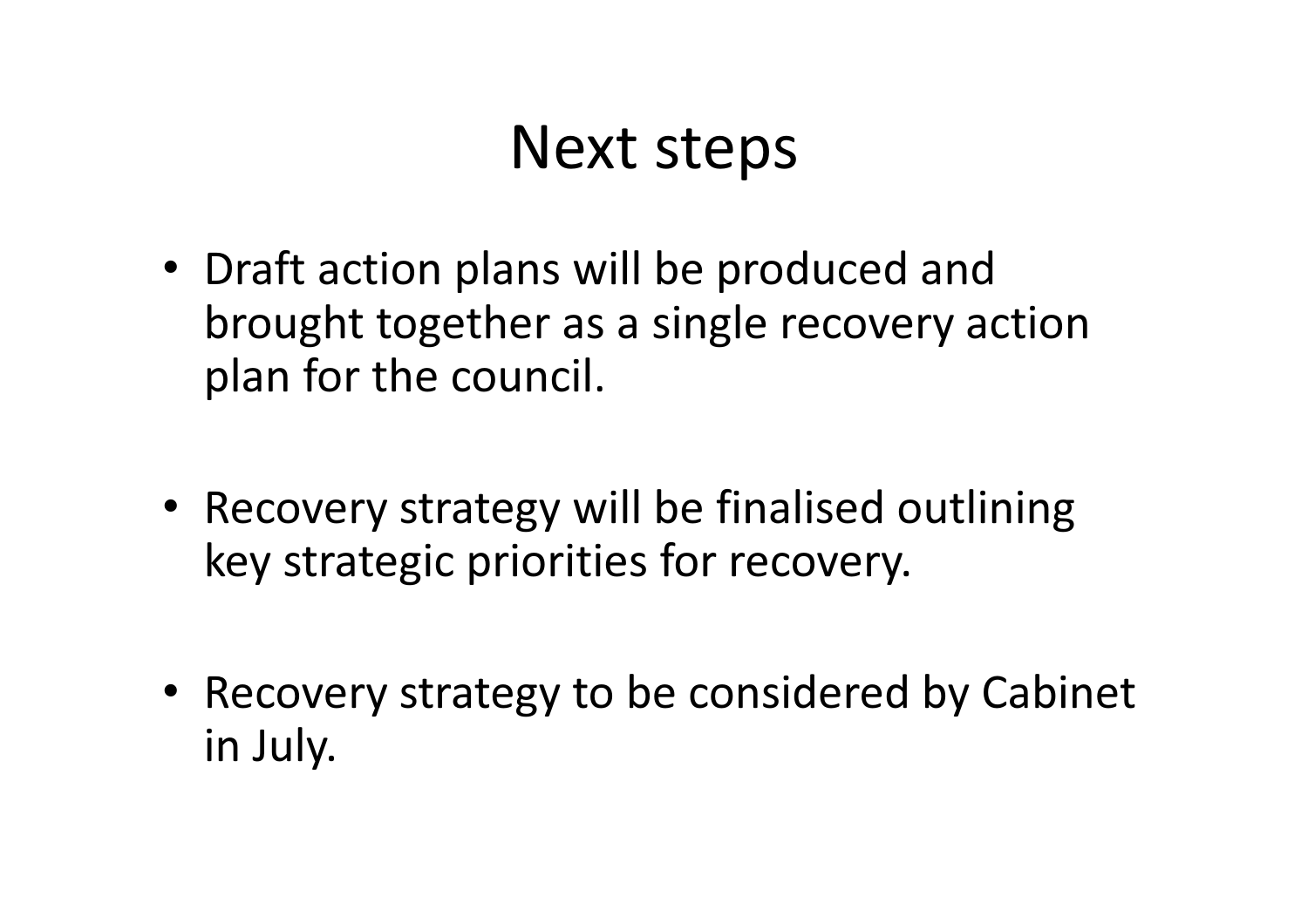# Next steps

- Draft action plans will be produced and brought together as a single recovery action plan for the council.

- Recovery strategy will be finalised outlining key strategic priorities for recovery.

- Recovery strategy to be considered by Cabinet in July.